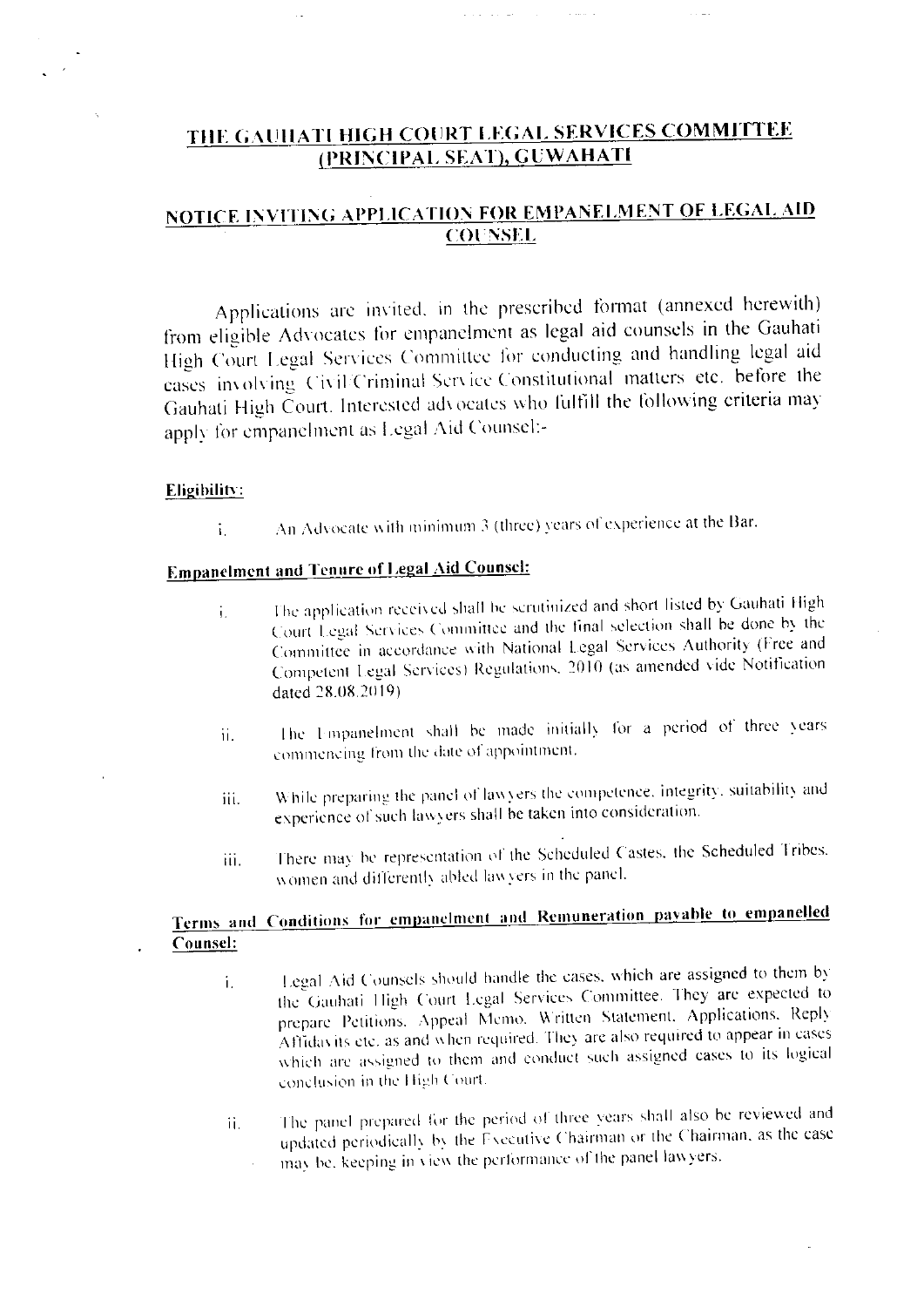# THE GAUHATI HIGH COURT LEGAL SERVICES COMMITTEE (PRINCIPAL SEAT), GUWAHATI

## NOTICE INVITING APPLICATION FOR EMPANELMENT OF LEGAL AID COUNSEL

Applications are invited, in the prescribed format (annexed herewith) from eligible Advocates for empanelment as legal aid counsels in the Gauhati High Court Legal Services Committee for conducting and handling legal aid cases involving Civil/Criminal/Service/Constitutional matters etc. before the Gauhati High Court. Interested advocates who fulfill the following criteria may apply for empanelment as Legal Aid Counsel:-

**Eligibility:**

i. An Advocate with minimum 3 (three) years of experience at the Bar.

**Empanelment and Tenure of Legal Aid Counsel:**

i. The application received shall be scrutinized and short listed by Gauhati High Court Legal Services Committee and the final selection shall be done by the Committee in accordance with National Legal Services Authority (Free and Competent Legal Services) Regulations, 2010 (as amended vide Notification dated 28.08.2019)

ii. The Empanelment shall be made initially for a period of three years commencing from the date of appointment.

iii. While preparing the panel of lawyers the competence, integrity, suitability and experience of such lawyers shall be taken into consideration.

iii. There may be representation of the Scheduled Castes, the Scheduled Tribes, women and differently abled lawyers in the panel.

**Terms and Conditions for empanelment and Remuneration payable to empanelled Counsel:**

i. Legal Aid Counsels should handle the cases, which are assigned to them by the Gauhati High Court Legal Services Committee. They are expected to prepare Petitions, Appeal Memo, Written Statement, Applications, Reply Affidavits etc. as and when required. They are also required to appear in cases which are assigned to them and conduct such assigned cases to its logical conclusion in the High Court.

ii. The panel prepared for the period of three years shall also be reviewed and updated periodically by the Executive Chairman or the Chairman, as the case may be, keeping in view the performance of the panel lawyers.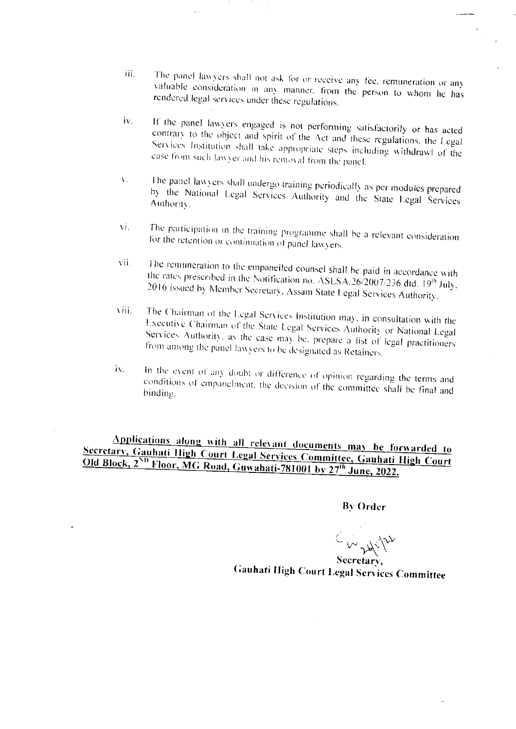iii. The panel lawyers shall not ask for or receive any fee, remuneration or any valuable consideration in any manner, from the person to whom he has rendered legal services under these regulations.

iv. If the panel lawyers engaged is not performing satisfactorily or has acted contrary to the object and spirit of the Act and these regulations, the Legal Services Institution shall take appropriate steps including withdrawl of the case from such lawyer and his removal from the panel.

v. The panel lawyers shall undergo training periodically as per modules prepared by the National Legal Services Authority and the State Legal Services Authority.

vi. The participation in the training programme shall be a relevant consideration for the retention or continuation of panel lawyers.

vii. The remuneration to the empanelled counsel shall be paid in accordance with the rates prescribed in the Notification no. ASLSA.26/2007/236 dtd. 19th July, 2016 issued by Member Secretary, Assam State Legal Services Authority.

viii. The Chairman of the Legal Services Institution may, in consultation with the Executive Chairman of the State Legal Services Authority or National Legal Services Authority, as the case may be, prepare a list of legal practitioners from among the panel lawyers to be designated as Retainers.

ix. In the event of any doubt or difference of opinion regarding the terms and conditions of empanelment, the decision of the committee shall be final and binding.

**<u>Applications along with all relevant documents may be forwarded to Secretary, Gauhati High Court Legal Services Committee, Gauhati High Court Old Block, 2ND Floor, MG Road, Guwahati-781001 by 27th June, 2022.</u>**

**By Order**

**Secretary,**
**Gauhati High Court Legal Services Committee**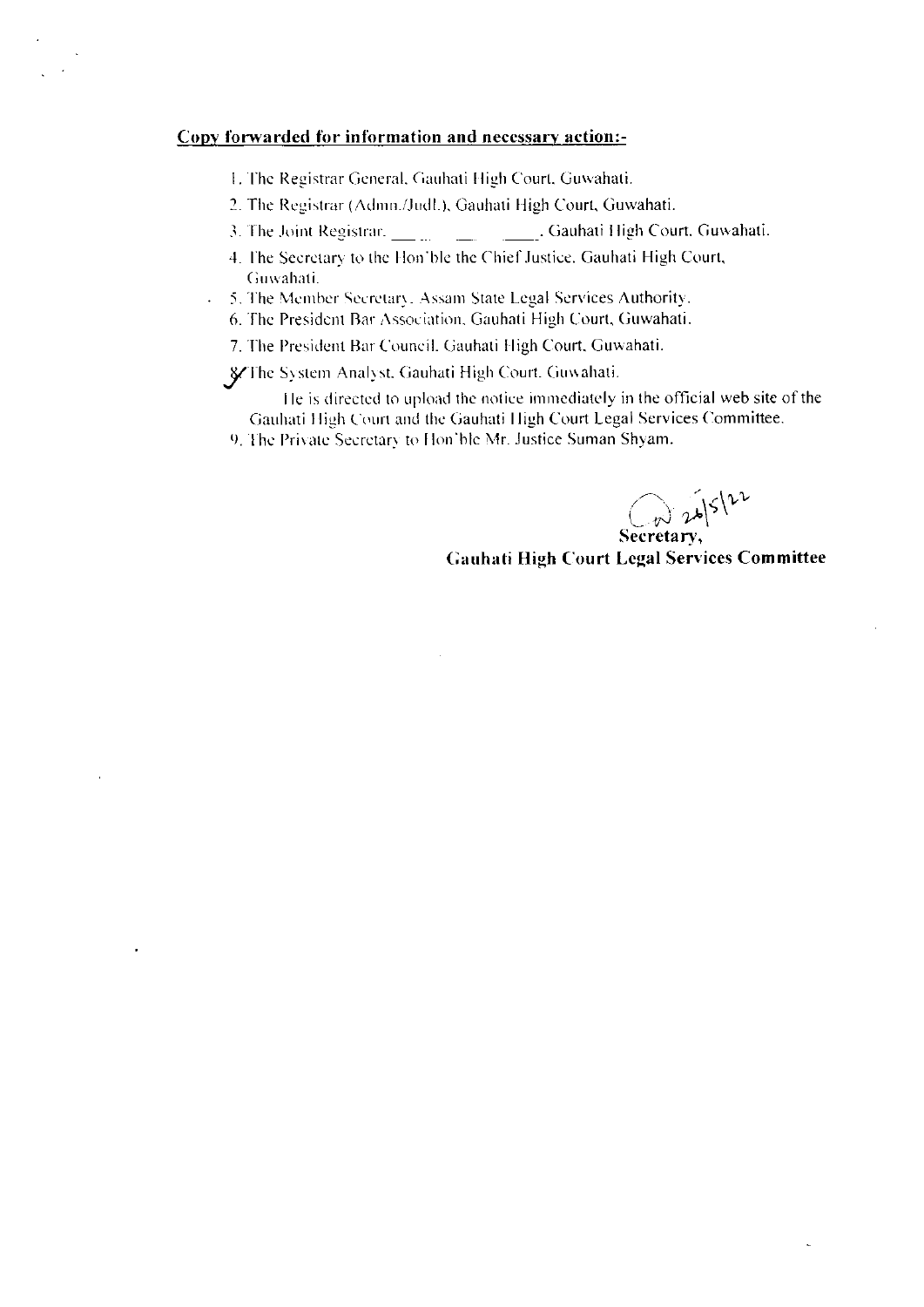**Copy forwarded for information and necessary action:-**

1. The Registrar General, Gauhati High Court, Guwahati.
2. The Registrar (Admn./Judl.), Gauhati High Court, Guwahati.
3. The Joint Registrar. \_\_\_ \_\_\_ \_\_\_, Gauhati High Court, Guwahati.
4. The Secretary to the Hon'ble the Chief Justice, Gauhati High Court, Guwahati.
5. The Member Secretary, Assam State Legal Services Authority.
6. The President Bar Association, Gauhati High Court, Guwahati.
7. The President Bar Council, Gauhati High Court, Guwahati.
8. The System Analyst, Gauhati High Court, Guwahati.

   He is directed to upload the notice immediately in the official web site of the Gauhati High Court and the Gauhati High Court Legal Services Committee.
9. The Private Secretary to Hon'ble Mr. Justice Suman Shyam.

26/5/22

**Secretary,**
**Gauhati High Court Legal Services Committee**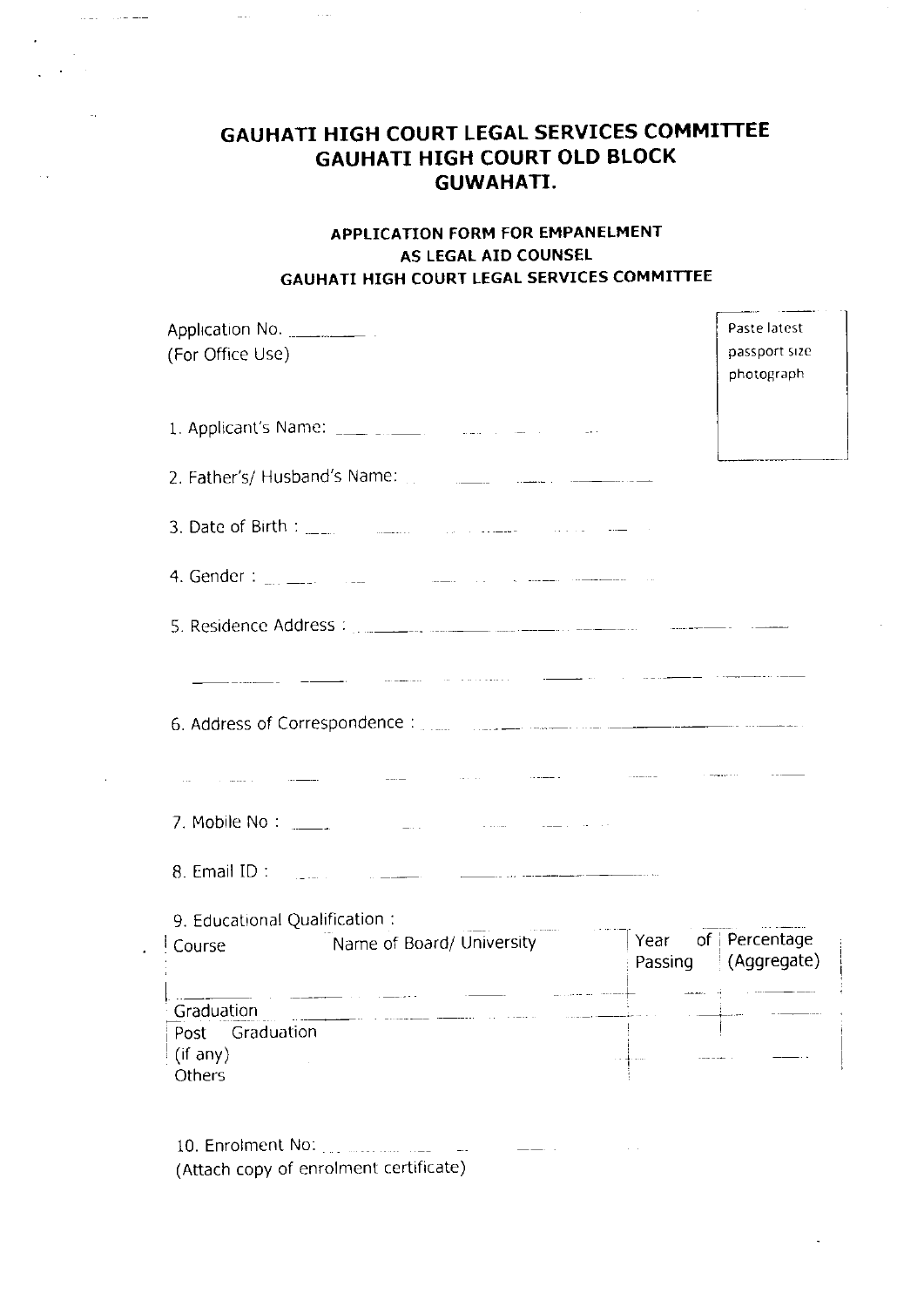# GAUHATI HIGH COURT LEGAL SERVICES COMMITTEE
# GAUHATI HIGH COURT OLD BLOCK
# GUWAHATI.

### APPLICATION FORM FOR EMPANELMENT AS LEGAL AID COUNSEL GAUHATI HIGH COURT LEGAL SERVICES COMMITTEE

Application No. ________
(For Office Use)

Paste latest passport size photograph

1. Applicant's Name: ____________________

2. Father's/ Husband's Name: ____________________

3. Date of Birth : ____________________

4. Gender : ____________________

5. Residence Address : ____________________

____________________

6. Address of Correspondence : ____________________

____________________

7. Mobile No : ____________________

8. Email ID : ____________________

9. Educational Qualification :

| Course | Name of Board/ University | Year of Passing | Percentage (Aggregate) |
|---|---|---|---|
| | | | |
| Graduation | | | |
| Post Graduation (if any) | | | |
| Others | | | |

10. Enrolment No: ____________________
(Attach copy of enrolment certificate)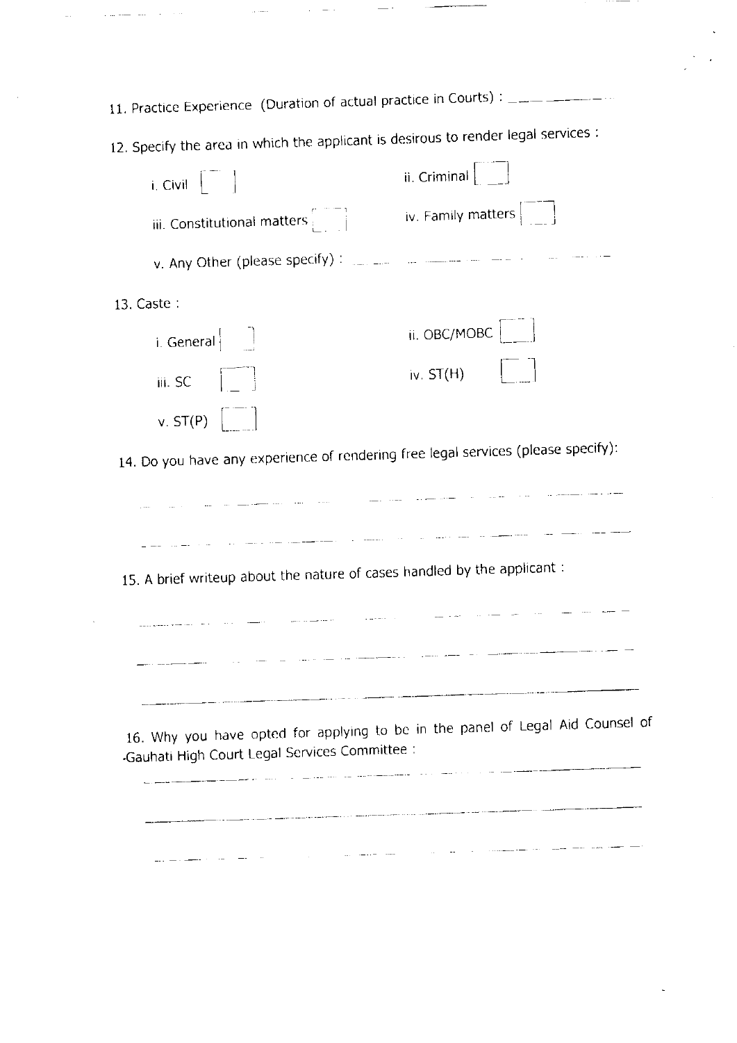11. Practice Experience (Duration of actual practice in Courts) : ____________

12. Specify the area in which the applicant is desirous to render legal services :

i. Civil [ ]
ii. Criminal [ ]
iii. Constitutional matters [ ]
iv. Family matters [ ]
v. Any Other (please specify) : ____________________________

13. Caste :

i. General [ ]
ii. OBC/MOBC [ ]
iii. SC [ ]
iv. ST(H) [ ]
v. ST(P) [ ]

14. Do you have any experience of rendering free legal services (please specify):

____________________________________________________________

____________________________________________________________

15. A brief writeup about the nature of cases handled by the applicant :

____________________________________________________________

____________________________________________________________

____________________________________________________________

16. Why you have opted for applying to be in the panel of Legal Aid Counsel of Gauhati High Court Legal Services Committee :

____________________________________________________________

____________________________________________________________

____________________________________________________________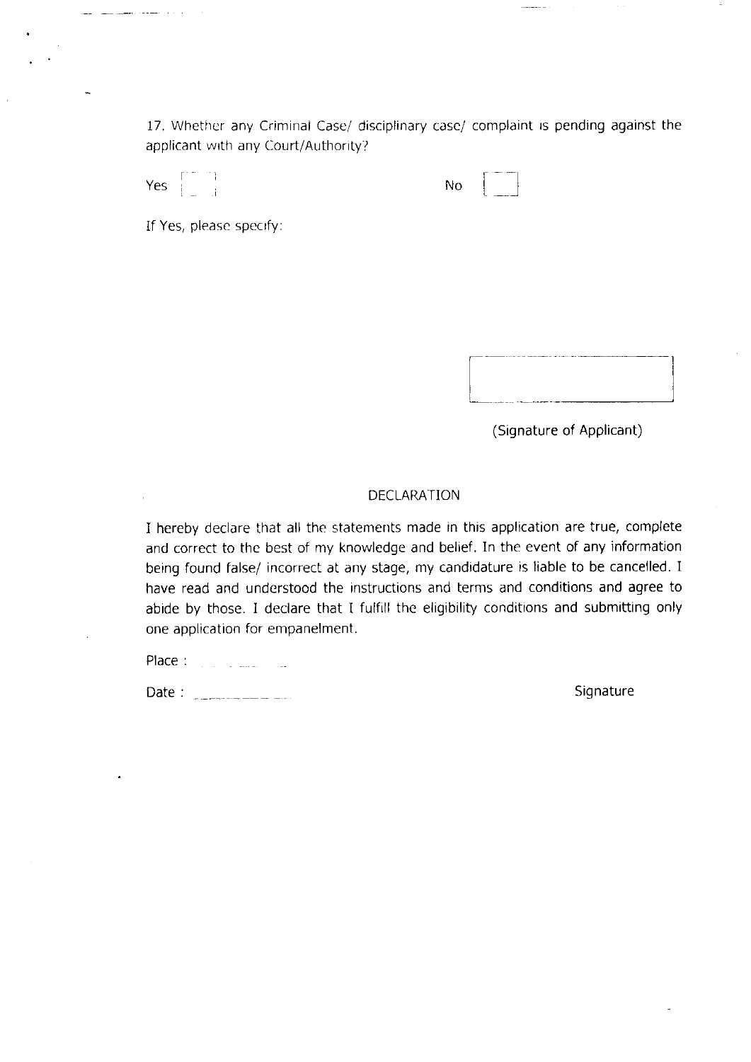17. Whether any Criminal Case/ disciplinary case/ complaint is pending against the applicant with any Court/Authority?

Yes [ ]  No [ ]

If Yes, please specify:

(Signature of Applicant)

DECLARATION

I hereby declare that all the statements made in this application are true, complete and correct to the best of my knowledge and belief. In the event of any information being found false/ incorrect at any stage, my candidature is liable to be cancelled. I have read and understood the instructions and terms and conditions and agree to abide by those. I declare that I fulfill the eligibility conditions and submitting only one application for empanelment.

Place :

Date : ____________

Signature